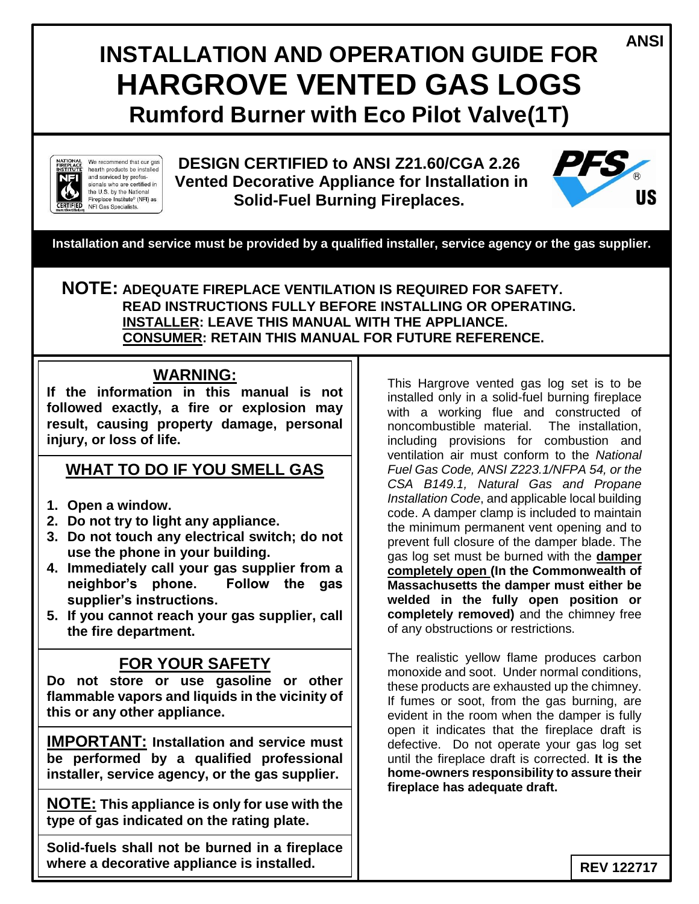ANSI

# INSTALLATION AND OPERATION GUIDE FOR
# HARGROVE VENTED GAS LOGS
## Rumford Burner with Eco Pilot Valve(1T)

NATIONAL FIREPLACE INSTITUTE — We recommend that our gas hearth products be installed and serviced by professionals who are certified in the U.S. by the National Fireplace Institute® (NFI) as NFI Gas Specialists.

**DESIGN CERTIFIED to ANSI Z21.60/CGA 2.26**
**Vented Decorative Appliance for Installation in Solid-Fuel Burning Fireplaces.**

PFS® US

**Installation and service must be provided by a qualified installer, service agency or the gas supplier.**

**NOTE: ADEQUATE FIREPLACE VENTILATION IS REQUIRED FOR SAFETY.**
**READ INSTRUCTIONS FULLY BEFORE INSTALLING OR OPERATING.**
**INSTALLER: LEAVE THIS MANUAL WITH THE APPLIANCE.**
**CONSUMER: RETAIN THIS MANUAL FOR FUTURE REFERENCE.**

## WARNING:

**If the information in this manual is not followed exactly, a fire or explosion may result, causing property damage, personal injury, or loss of life.**

## WHAT TO DO IF YOU SMELL GAS

1. **Open a window.**
2. **Do not try to light any appliance.**
3. **Do not touch any electrical switch; do not use the phone in your building.**
4. **Immediately call your gas supplier from a neighbor's phone. Follow the gas supplier's instructions.**
5. **If you cannot reach your gas supplier, call the fire department.**

## FOR YOUR SAFETY

**Do not store or use gasoline or other flammable vapors and liquids in the vicinity of this or any other appliance.**

**IMPORTANT: Installation and service must be performed by a qualified professional installer, service agency, or the gas supplier.**

**NOTE: This appliance is only for use with the type of gas indicated on the rating plate.**

**Solid-fuels shall not be burned in a fireplace where a decorative appliance is installed.**

This Hargrove vented gas log set is to be installed only in a solid-fuel burning fireplace with a working flue and constructed of noncombustible material. The installation, including provisions for combustion and ventilation air must conform to the *National Fuel Gas Code, ANSI Z223.1/NFPA 54, or the CSA B149.1, Natural Gas and Propane Installation Code*, and applicable local building code. A damper clamp is included to maintain the minimum permanent vent opening and to prevent full closure of the damper blade. The gas log set must be burned with the **damper completely open (In the Commonwealth of Massachusetts the damper must either be welded in the fully open position or completely removed)** and the chimney free of any obstructions or restrictions.

The realistic yellow flame produces carbon monoxide and soot. Under normal conditions, these products are exhausted up the chimney. If fumes or soot, from the gas burning, are evident in the room when the damper is fully open it indicates that the fireplace draft is defective. Do not operate your gas log set until the fireplace draft is corrected. **It is the home-owners responsibility to assure their fireplace has adequate draft.**

REV 122717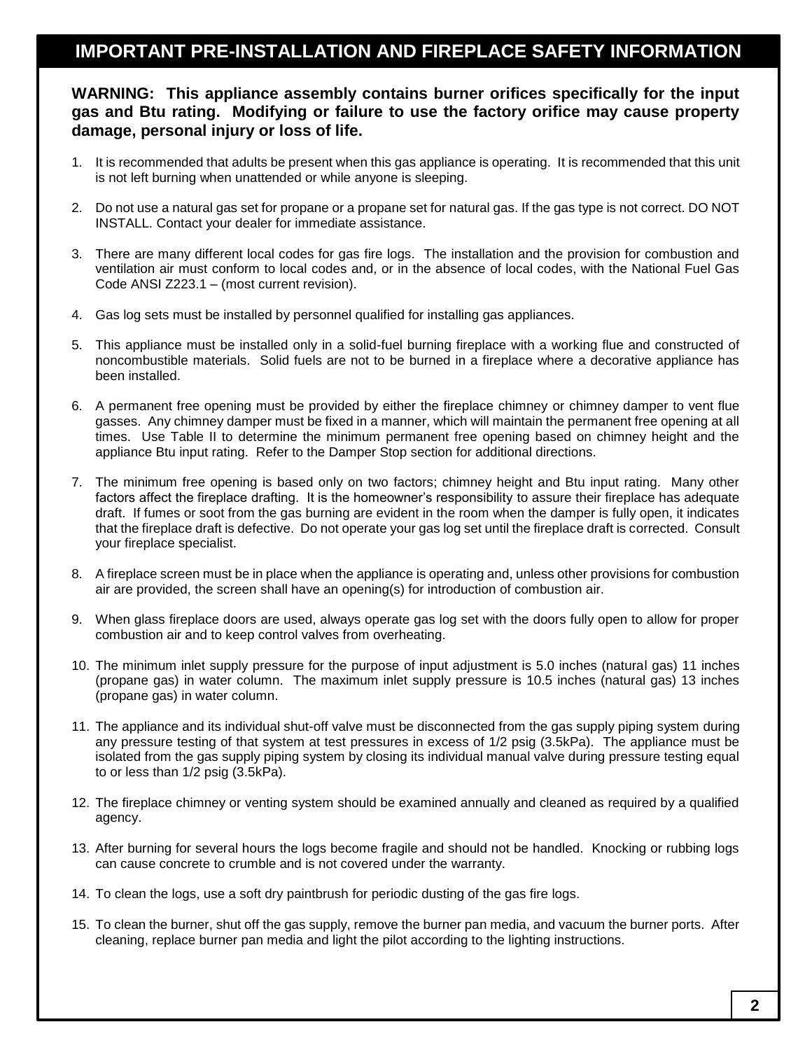## IMPORTANT PRE-INSTALLATION AND FIREPLACE SAFETY INFORMATION

**WARNING: This appliance assembly contains burner orifices specifically for the input gas and Btu rating. Modifying or failure to use the factory orifice may cause property damage, personal injury or loss of life.**

1. It is recommended that adults be present when this gas appliance is operating. It is recommended that this unit is not left burning when unattended or while anyone is sleeping.
2. Do not use a natural gas set for propane or a propane set for natural gas. If the gas type is not correct. DO NOT INSTALL. Contact your dealer for immediate assistance.
3. There are many different local codes for gas fire logs. The installation and the provision for combustion and ventilation air must conform to local codes and, or in the absence of local codes, with the National Fuel Gas Code ANSI Z223.1 – (most current revision).
4. Gas log sets must be installed by personnel qualified for installing gas appliances.
5. This appliance must be installed only in a solid-fuel burning fireplace with a working flue and constructed of noncombustible materials. Solid fuels are not to be burned in a fireplace where a decorative appliance has been installed.
6. A permanent free opening must be provided by either the fireplace chimney or chimney damper to vent flue gasses. Any chimney damper must be fixed in a manner, which will maintain the permanent free opening at all times. Use Table II to determine the minimum permanent free opening based on chimney height and the appliance Btu input rating. Refer to the Damper Stop section for additional directions.
7. The minimum free opening is based only on two factors; chimney height and Btu input rating. Many other factors affect the fireplace drafting. It is the homeowner's responsibility to assure their fireplace has adequate draft. If fumes or soot from the gas burning are evident in the room when the damper is fully open, it indicates that the fireplace draft is defective. Do not operate your gas log set until the fireplace draft is corrected. Consult your fireplace specialist.
8. A fireplace screen must be in place when the appliance is operating and, unless other provisions for combustion air are provided, the screen shall have an opening(s) for introduction of combustion air.
9. When glass fireplace doors are used, always operate gas log set with the doors fully open to allow for proper combustion air and to keep control valves from overheating.
10. The minimum inlet supply pressure for the purpose of input adjustment is 5.0 inches (natural gas) 11 inches (propane gas) in water column. The maximum inlet supply pressure is 10.5 inches (natural gas) 13 inches (propane gas) in water column.
11. The appliance and its individual shut-off valve must be disconnected from the gas supply piping system during any pressure testing of that system at test pressures in excess of 1/2 psig (3.5kPa). The appliance must be isolated from the gas supply piping system by closing its individual manual valve during pressure testing equal to or less than 1/2 psig (3.5kPa).
12. The fireplace chimney or venting system should be examined annually and cleaned as required by a qualified agency.
13. After burning for several hours the logs become fragile and should not be handled. Knocking or rubbing logs can cause concrete to crumble and is not covered under the warranty.
14. To clean the logs, use a soft dry paintbrush for periodic dusting of the gas fire logs.
15. To clean the burner, shut off the gas supply, remove the burner pan media, and vacuum the burner ports. After cleaning, replace burner pan media and light the pilot according to the lighting instructions.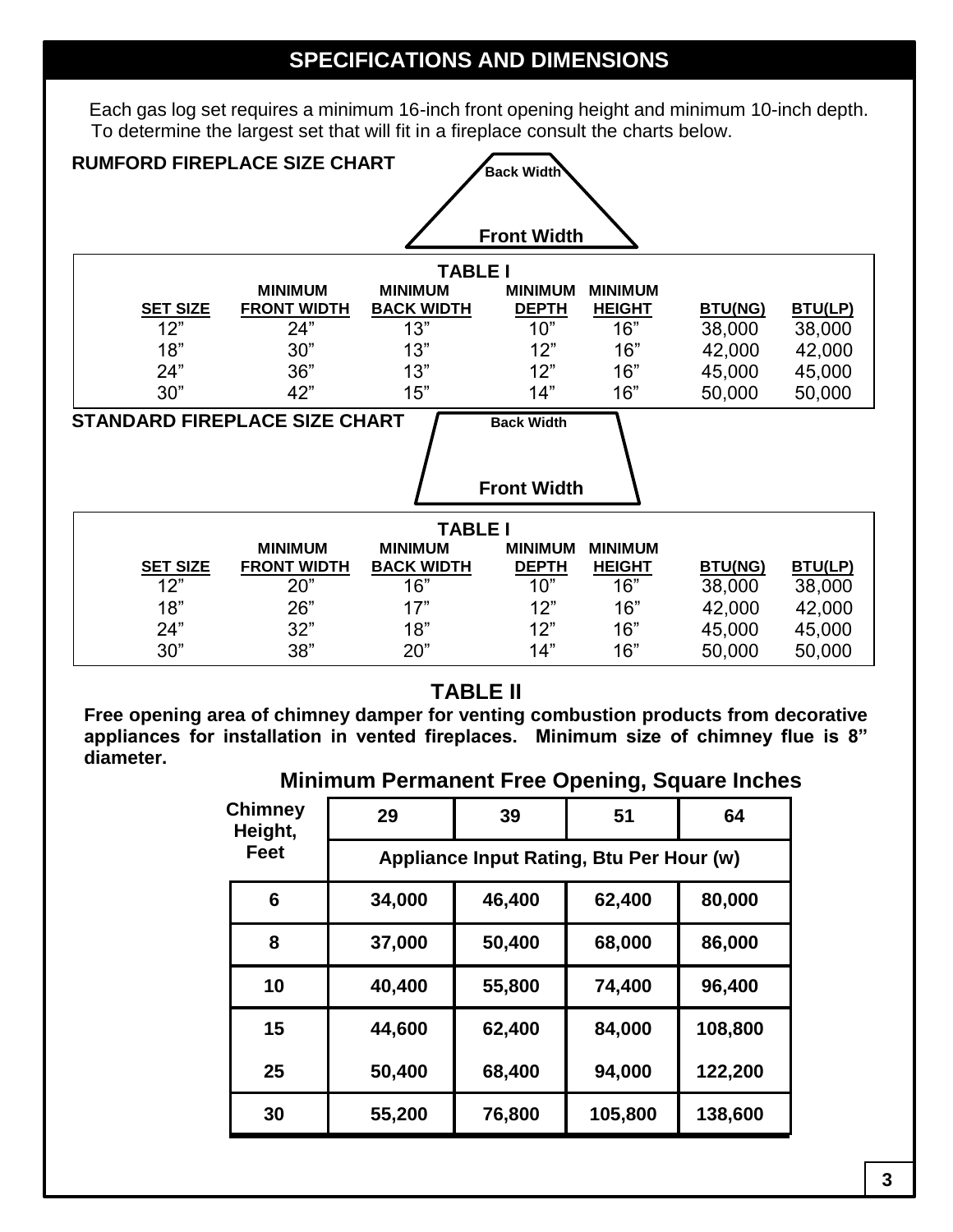# SPECIFICATIONS AND DIMENSIONS

Each gas log set requires a minimum 16-inch front opening height and minimum 10-inch depth. To determine the largest set that will fit in a fireplace consult the charts below.

**RUMFORD FIREPLACE SIZE CHART**

Back Width

Front Width

**TABLE I**

| SET SIZE | MINIMUM FRONT WIDTH | MINIMUM BACK WIDTH | MINIMUM DEPTH | MINIMUM HEIGHT | BTU(NG) | BTU(LP) |
|---|---|---|---|---|---|---|
| 12” | 24” | 13” | 10” | 16” | 38,000 | 38,000 |
| 18” | 30” | 13” | 12” | 16” | 42,000 | 42,000 |
| 24” | 36” | 13” | 12” | 16” | 45,000 | 45,000 |
| 30” | 42” | 15” | 14” | 16” | 50,000 | 50,000 |

**STANDARD FIREPLACE SIZE CHART**

Back Width

Front Width

**TABLE I**

| SET SIZE | MINIMUM FRONT WIDTH | MINIMUM BACK WIDTH | MINIMUM DEPTH | MINIMUM HEIGHT | BTU(NG) | BTU(LP) |
|---|---|---|---|---|---|---|
| 12” | 20” | 16” | 10” | 16” | 38,000 | 38,000 |
| 18” | 26” | 17” | 12” | 16” | 42,000 | 42,000 |
| 24” | 32” | 18” | 12” | 16” | 45,000 | 45,000 |
| 30” | 38” | 20” | 14” | 16” | 50,000 | 50,000 |

## TABLE II

**Free opening area of chimney damper for venting combustion products from decorative appliances for installation in vented fireplaces. Minimum size of chimney flue is 8” diameter.**

**Minimum Permanent Free Opening, Square Inches**

| Chimney Height, Feet | 29 | 39 | 51 | 64 |
|---|---|---|---|---|
| | Appliance Input Rating, Btu Per Hour (w) | | | |
| 6 | 34,000 | 46,400 | 62,400 | 80,000 |
| 8 | 37,000 | 50,400 | 68,000 | 86,000 |
| 10 | 40,400 | 55,800 | 74,400 | 96,400 |
| 15 | 44,600 | 62,400 | 84,000 | 108,800 |
| 25 | 50,400 | 68,400 | 94,000 | 122,200 |
| 30 | 55,200 | 76,800 | 105,800 | 138,600 |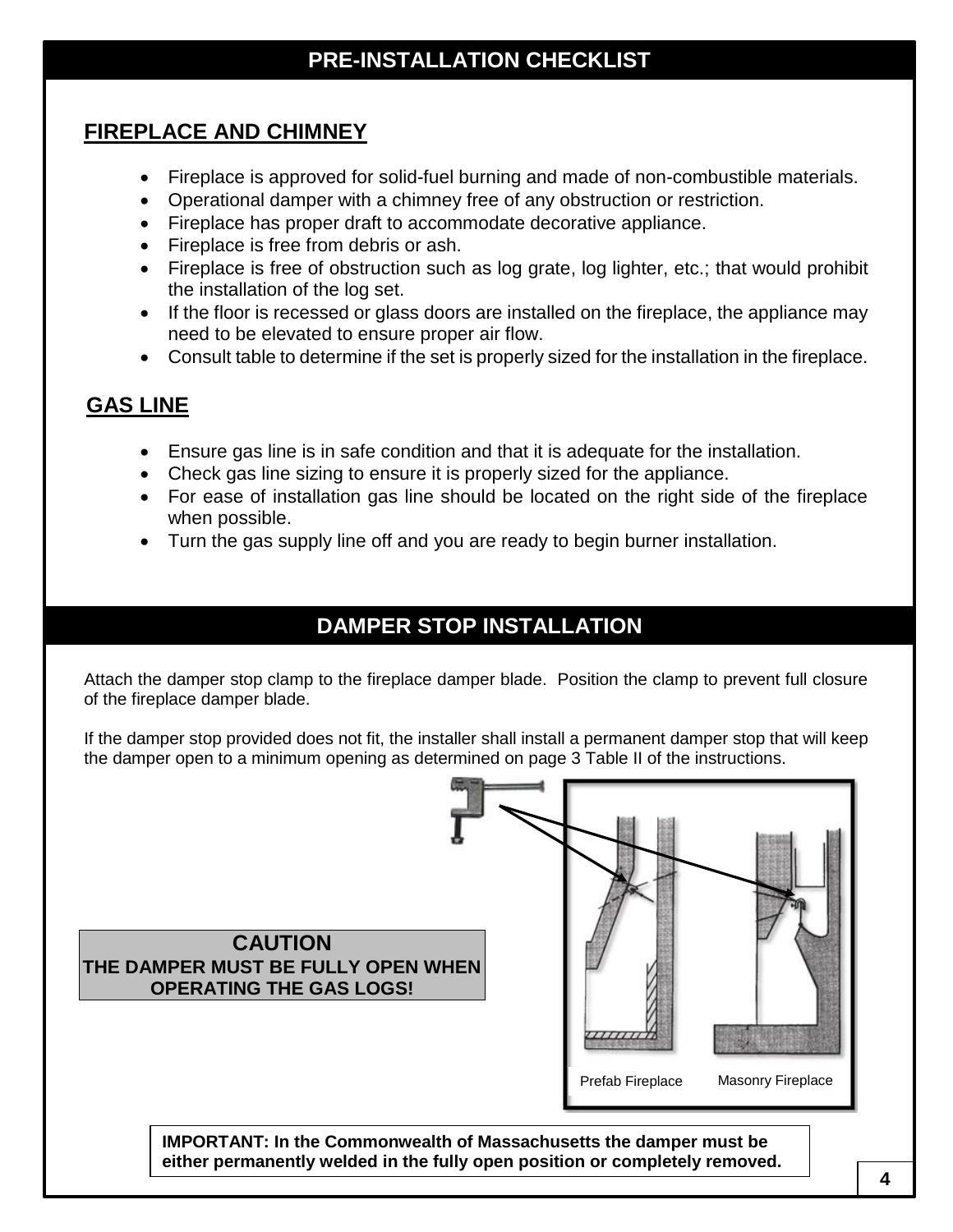## PRE-INSTALLATION CHECKLIST

### FIREPLACE AND CHIMNEY

- Fireplace is approved for solid-fuel burning and made of non-combustible materials.
- Operational damper with a chimney free of any obstruction or restriction.
- Fireplace has proper draft to accommodate decorative appliance.
- Fireplace is free from debris or ash.
- Fireplace is free of obstruction such as log grate, log lighter, etc.; that would prohibit the installation of the log set.
- If the floor is recessed or glass doors are installed on the fireplace, the appliance may need to be elevated to ensure proper air flow.
- Consult table to determine if the set is properly sized for the installation in the fireplace.

### GAS LINE

- Ensure gas line is in safe condition and that it is adequate for the installation.
- Check gas line sizing to ensure it is properly sized for the appliance.
- For ease of installation gas line should be located on the right side of the fireplace when possible.
- Turn the gas supply line off and you are ready to begin burner installation.

## DAMPER STOP INSTALLATION

Attach the damper stop clamp to the fireplace damper blade. Position the clamp to prevent full closure of the fireplace damper blade.

If the damper stop provided does not fit, the installer shall install a permanent damper stop that will keep the damper open to a minimum opening as determined on page 3 Table II of the instructions.

**CAUTION**
**THE DAMPER MUST BE FULLY OPEN WHEN OPERATING THE GAS LOGS!**

Prefab Fireplace    Masonry Fireplace

**IMPORTANT: In the Commonwealth of Massachusetts the damper must be either permanently welded in the fully open position or completely removed.**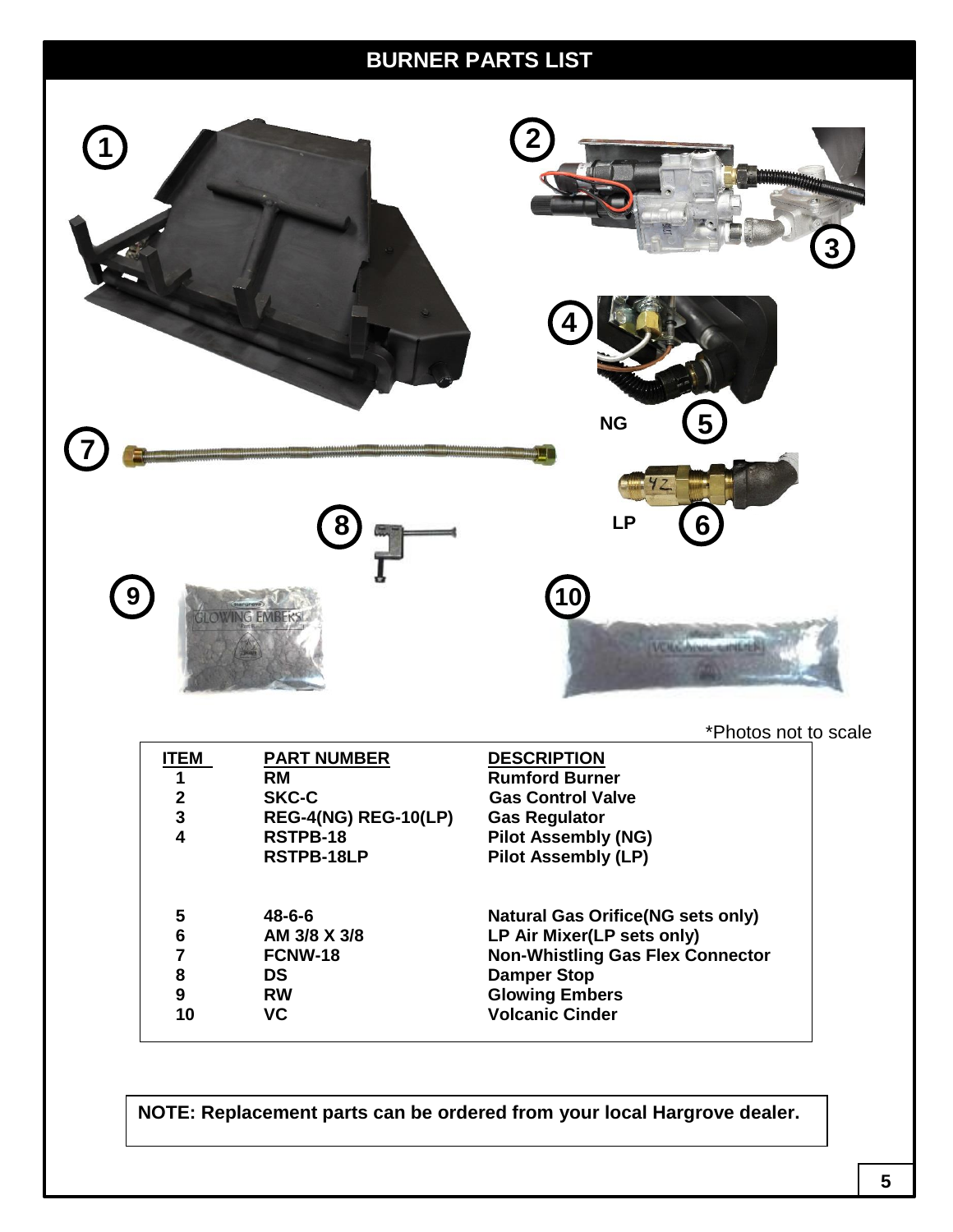# BURNER PARTS LIST

NG

LP

*Photos not to scale

| ITEM | PART NUMBER | DESCRIPTION |
|---|---|---|
| 1 | RM | Rumford Burner |
| 2 | SKC-C | Gas Control Valve |
| 3 | REG-4(NG) REG-10(LP) | Gas Regulator |
| 4 | RSTPB-18 | Pilot Assembly (NG) |
| | RSTPB-18LP | Pilot Assembly (LP) |
| 5 | 48-6-6 | Natural Gas Orifice(NG sets only) |
| 6 | AM 3/8 X 3/8 | LP Air Mixer(LP sets only) |
| 7 | FCNW-18 | Non-Whistling Gas Flex Connector |
| 8 | DS | Damper Stop |
| 9 | RW | Glowing Embers |
| 10 | VC | Volcanic Cinder |

**NOTE: Replacement parts can be ordered from your local Hargrove dealer.**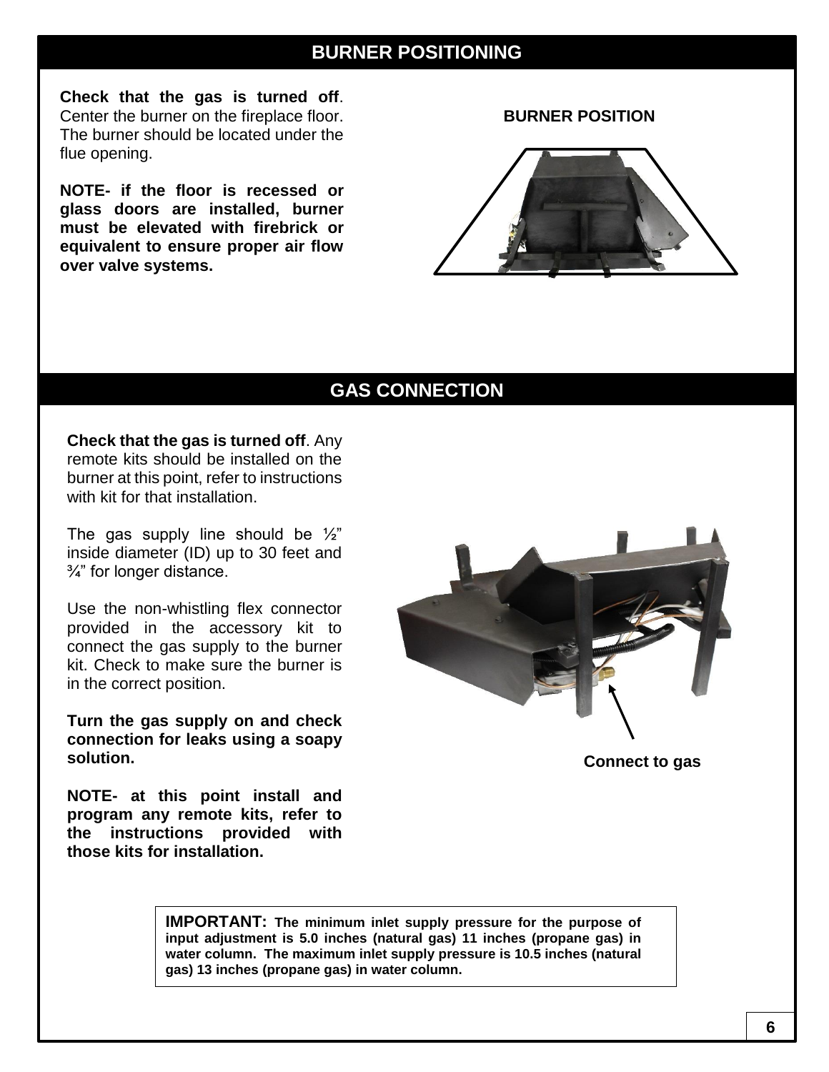## BURNER POSITIONING

**Check that the gas is turned off**. Center the burner on the fireplace floor. The burner should be located under the flue opening.

**NOTE- if the floor is recessed or glass doors are installed, burner must be elevated with firebrick or equivalent to ensure proper air flow over valve systems.**

**BURNER POSITION**

## GAS CONNECTION

**Check that the gas is turned off**. Any remote kits should be installed on the burner at this point, refer to instructions with kit for that installation.

The gas supply line should be ½" inside diameter (ID) up to 30 feet and ¾" for longer distance.

Use the non-whistling flex connector provided in the accessory kit to connect the gas supply to the burner kit. Check to make sure the burner is in the correct position.

**Turn the gas supply on and check connection for leaks using a soapy solution.**

**NOTE- at this point install and program any remote kits, refer to the instructions provided with those kits for installation.**

**Connect to gas**

**IMPORTANT: The minimum inlet supply pressure for the purpose of input adjustment is 5.0 inches (natural gas) 11 inches (propane gas) in water column. The maximum inlet supply pressure is 10.5 inches (natural gas) 13 inches (propane gas) in water column.**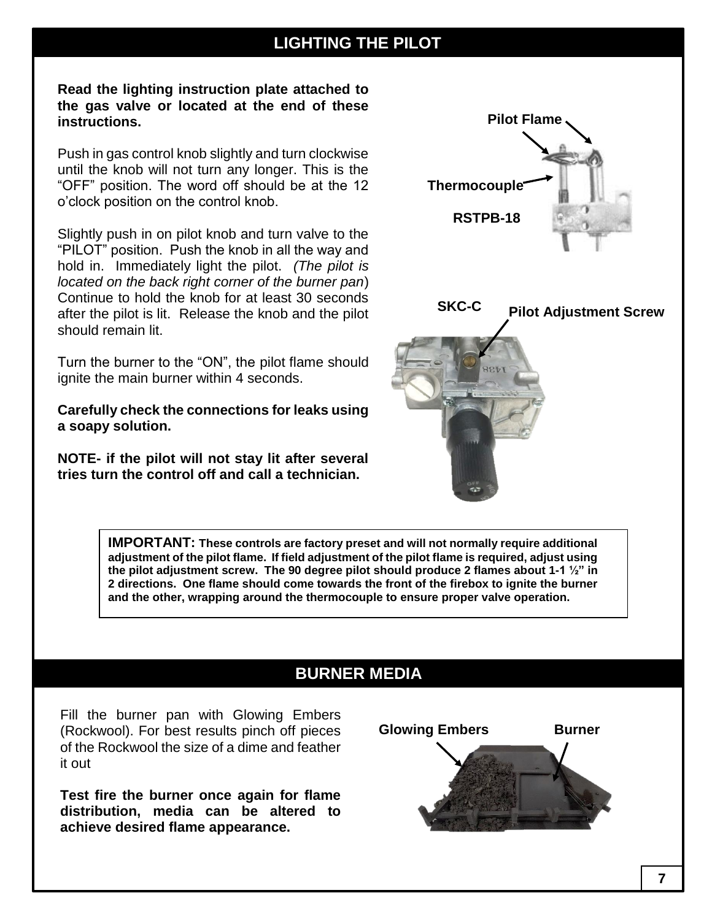## LIGHTING THE PILOT

**Read the lighting instruction plate attached to the gas valve or located at the end of these instructions.**

Push in gas control knob slightly and turn clockwise until the knob will not turn any longer. This is the “OFF” position. The word off should be at the 12 o’clock position on the control knob.

Slightly push in on pilot knob and turn valve to the “PILOT” position. Push the knob in all the way and hold in. Immediately light the pilot. *(The pilot is located on the back right corner of the burner pan)* Continue to hold the knob for at least 30 seconds after the pilot is lit. Release the knob and the pilot should remain lit.

Turn the burner to the “ON”, the pilot flame should ignite the main burner within 4 seconds.

**Carefully check the connections for leaks using a soapy solution.**

**NOTE- if the pilot will not stay lit after several tries turn the control off and call a technician.**

Pilot Flame

Thermocouple

RSTPB-18

SKC-C

Pilot Adjustment Screw

**IMPORTANT: These controls are factory preset and will not normally require additional adjustment of the pilot flame. If field adjustment of the pilot flame is required, adjust using the pilot adjustment screw. The 90 degree pilot should produce 2 flames about 1-1 ½” in 2 directions. One flame should come towards the front of the firebox to ignite the burner and the other, wrapping around the thermocouple to ensure proper valve operation.**

## BURNER MEDIA

Fill the burner pan with Glowing Embers (Rockwool). For best results pinch off pieces of the Rockwool the size of a dime and feather it out

**Test fire the burner once again for flame distribution, media can be altered to achieve desired flame appearance.**

Glowing Embers

Burner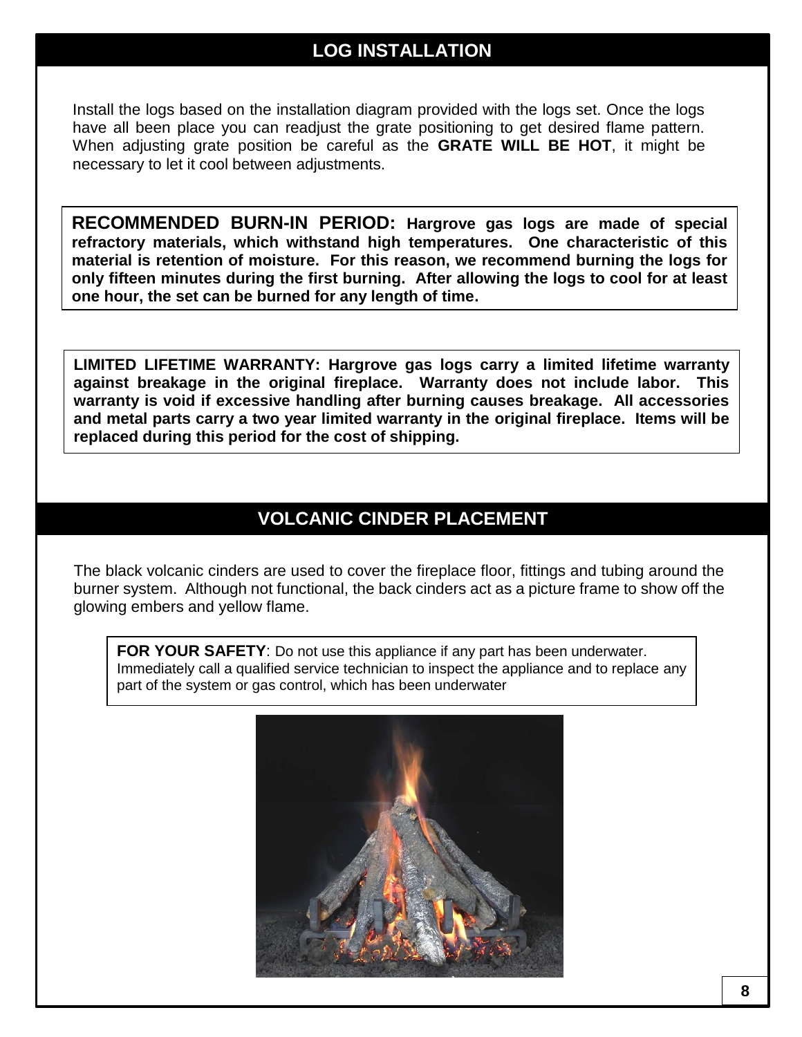## LOG INSTALLATION

Install the logs based on the installation diagram provided with the logs set. Once the logs have all been place you can readjust the grate positioning to get desired flame pattern. When adjusting grate position be careful as the **GRATE WILL BE HOT**, it might be necessary to let it cool between adjustments.

**RECOMMENDED BURN-IN PERIOD: Hargrove gas logs are made of special refractory materials, which withstand high temperatures. One characteristic of this material is retention of moisture. For this reason, we recommend burning the logs for only fifteen minutes during the first burning. After allowing the logs to cool for at least one hour, the set can be burned for any length of time.**

**LIMITED LIFETIME WARRANTY: Hargrove gas logs carry a limited lifetime warranty against breakage in the original fireplace. Warranty does not include labor. This warranty is void if excessive handling after burning causes breakage. All accessories and metal parts carry a two year limited warranty in the original fireplace. Items will be replaced during this period for the cost of shipping.**

## VOLCANIC CINDER PLACEMENT

The black volcanic cinders are used to cover the fireplace floor, fittings and tubing around the burner system. Although not functional, the back cinders act as a picture frame to show off the glowing embers and yellow flame.

**FOR YOUR SAFETY**: Do not use this appliance if any part has been underwater. Immediately call a qualified service technician to inspect the appliance and to replace any part of the system or gas control, which has been underwater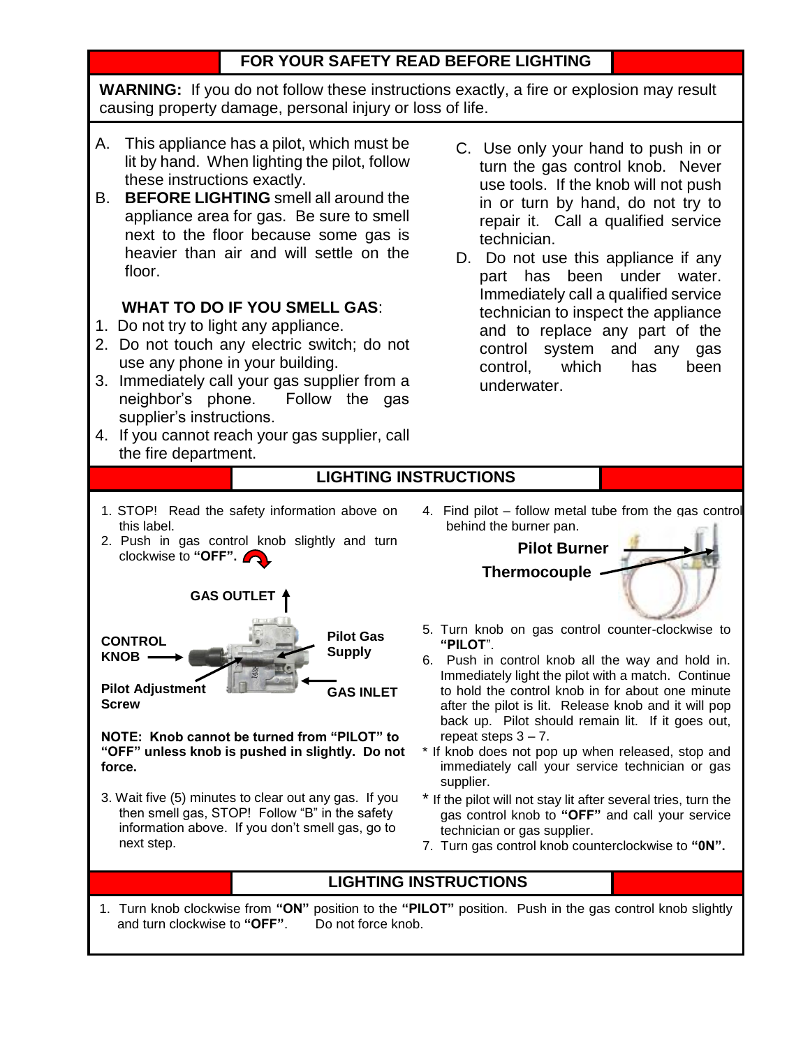## FOR YOUR SAFETY READ BEFORE LIGHTING

**WARNING:** If you do not follow these instructions exactly, a fire or explosion may result causing property damage, personal injury or loss of life.

A. This appliance has a pilot, which must be lit by hand. When lighting the pilot, follow these instructions exactly.

B. **BEFORE LIGHTING** smell all around the appliance area for gas. Be sure to smell next to the floor because some gas is heavier than air and will settle on the floor.

**WHAT TO DO IF YOU SMELL GAS**:

1. Do not try to light any appliance.
2. Do not touch any electric switch; do not use any phone in your building.
3. Immediately call your gas supplier from a neighbor's phone. Follow the gas supplier's instructions.
4. If you cannot reach your gas supplier, call the fire department.

C. Use only your hand to push in or turn the gas control knob. Never use tools. If the knob will not push in or turn by hand, do not try to repair it. Call a qualified service technician.

D. Do not use this appliance if any part has been under water. Immediately call a qualified service technician to inspect the appliance and to replace any part of the control system and any gas control, which has been underwater.

## LIGHTING INSTRUCTIONS

1. STOP! Read the safety information above on this label.
2. Push in gas control knob slightly and turn clockwise to **"OFF".**

GAS OUTLET

CONTROL KNOB

Pilot Gas Supply

Pilot Adjustment Screw

GAS INLET

**NOTE: Knob cannot be turned from "PILOT" to "OFF" unless knob is pushed in slightly. Do not force.**

3. Wait five (5) minutes to clear out any gas. If you then smell gas, STOP! Follow "B" in the safety information above. If you don't smell gas, go to next step.
4. Find pilot – follow metal tube from the gas control behind the burner pan.

**Pilot Burner**

**Thermocouple**

5. Turn knob on gas control counter-clockwise to **"PILOT"**.
6. Push in control knob all the way and hold in. Immediately light the pilot with a match. Continue to hold the control knob in for about one minute after the pilot is lit. Release knob and it will pop back up. Pilot should remain lit. If it goes out, repeat steps 3 – 7.

* If knob does not pop up when released, stop and immediately call your service technician or gas supplier.
* If the pilot will not stay lit after several tries, turn the gas control knob to **"OFF"** and call your service technician or gas supplier.

7. Turn gas control knob counterclockwise to **"ON".**

## LIGHTING INSTRUCTIONS

1. Turn knob clockwise from **"ON"** position to the **"PILOT"** position. Push in the gas control knob slightly and turn clockwise to **"OFF"**. Do not force knob.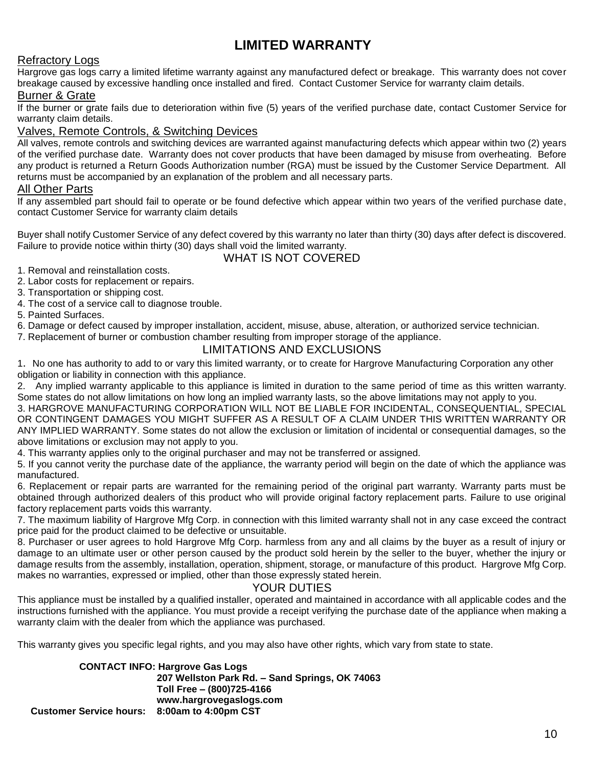# LIMITED WARRANTY

## Refractory Logs

Hargrove gas logs carry a limited lifetime warranty against any manufactured defect or breakage. This warranty does not cover breakage caused by excessive handling once installed and fired. Contact Customer Service for warranty claim details.

## Burner & Grate

If the burner or grate fails due to deterioration within five (5) years of the verified purchase date, contact Customer Service for warranty claim details.

## Valves, Remote Controls, & Switching Devices

All valves, remote controls and switching devices are warranted against manufacturing defects which appear within two (2) years of the verified purchase date. Warranty does not cover products that have been damaged by misuse from overheating. Before any product is returned a Return Goods Authorization number (RGA) must be issued by the Customer Service Department. All returns must be accompanied by an explanation of the problem and all necessary parts.

## All Other Parts

If any assembled part should fail to operate or be found defective which appear within two years of the verified purchase date, contact Customer Service for warranty claim details

Buyer shall notify Customer Service of any defect covered by this warranty no later than thirty (30) days after defect is discovered. Failure to provide notice within thirty (30) days shall void the limited warranty.

## WHAT IS NOT COVERED

1. Removal and reinstallation costs.
2. Labor costs for replacement or repairs.
3. Transportation or shipping cost.
4. The cost of a service call to diagnose trouble.
5. Painted Surfaces.
6. Damage or defect caused by improper installation, accident, misuse, abuse, alteration, or authorized service technician.
7. Replacement of burner or combustion chamber resulting from improper storage of the appliance.

## LIMITATIONS AND EXCLUSIONS

1. No one has authority to add to or vary this limited warranty, or to create for Hargrove Manufacturing Corporation any other obligation or liability in connection with this appliance.
2. Any implied warranty applicable to this appliance is limited in duration to the same period of time as this written warranty. Some states do not allow limitations on how long an implied warranty lasts, so the above limitations may not apply to you.
3. HARGROVE MANUFACTURING CORPORATION WILL NOT BE LIABLE FOR INCIDENTAL, CONSEQUENTIAL, SPECIAL OR CONTINGENT DAMAGES YOU MIGHT SUFFER AS A RESULT OF A CLAIM UNDER THIS WRITTEN WARRANTY OR ANY IMPLIED WARRANTY. Some states do not allow the exclusion or limitation of incidental or consequential damages, so the above limitations or exclusion may not apply to you.
4. This warranty applies only to the original purchaser and may not be transferred or assigned.
5. If you cannot verity the purchase date of the appliance, the warranty period will begin on the date of which the appliance was manufactured.
6. Replacement or repair parts are warranted for the remaining period of the original part warranty. Warranty parts must be obtained through authorized dealers of this product who will provide original factory replacement parts. Failure to use original factory replacement parts voids this warranty.
7. The maximum liability of Hargrove Mfg Corp. in connection with this limited warranty shall not in any case exceed the contract price paid for the product claimed to be defective or unsuitable.
8. Purchaser or user agrees to hold Hargrove Mfg Corp. harmless from any and all claims by the buyer as a result of injury or damage to an ultimate user or other person caused by the product sold herein by the seller to the buyer, whether the injury or damage results from the assembly, installation, operation, shipment, storage, or manufacture of this product. Hargrove Mfg Corp. makes no warranties, expressed or implied, other than those expressly stated herein.

## YOUR DUTIES

This appliance must be installed by a qualified installer, operated and maintained in accordance with all applicable codes and the instructions furnished with the appliance. You must provide a receipt verifying the purchase date of the appliance when making a warranty claim with the dealer from which the appliance was purchased.

This warranty gives you specific legal rights, and you may also have other rights, which vary from state to state.

**CONTACT INFO: Hargrove Gas Logs**
**207 Wellston Park Rd. – Sand Springs, OK 74063**
**Toll Free – (800)725-4166**
**www.hargrovegaslogs.com**
**Customer Service hours: 8:00am to 4:00pm CST**